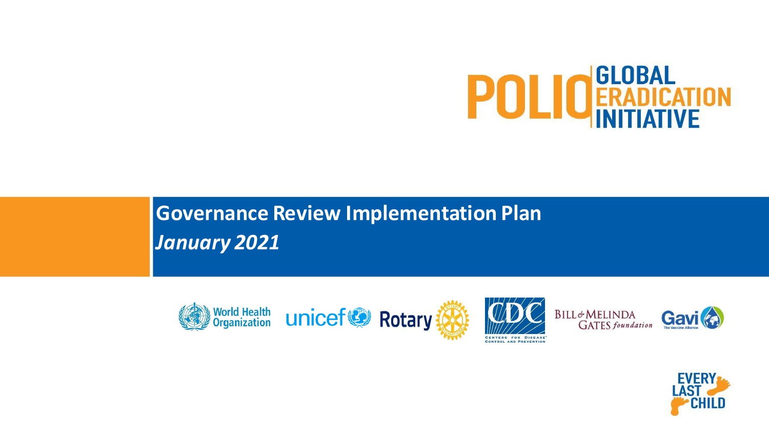POLIO GLOBAL ERADICATION INITIATIVE

# Governance Review Implementation Plan

***January 2021***

World Health Organization unicef Rotary CDC CENTERS FOR DISEASE CONTROL AND PREVENTION BILL & MELINDA GATES foundation Gavi The Vaccine Alliance

EVERY LAST CHILD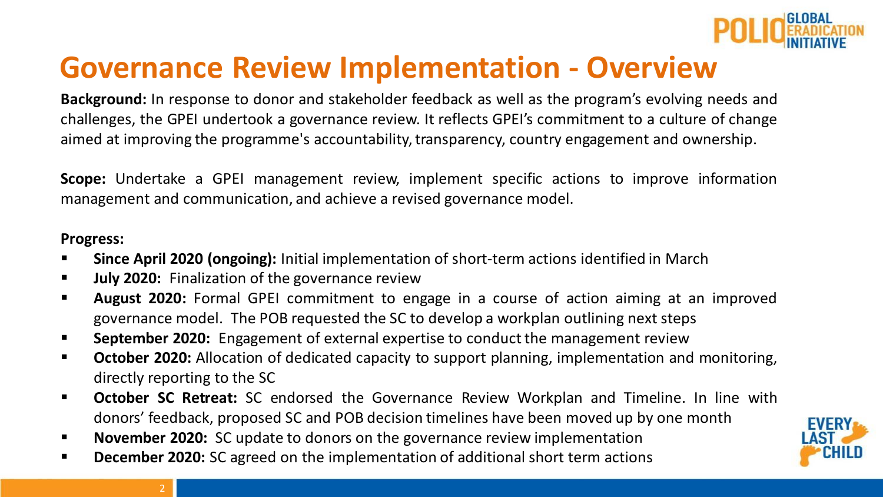# Governance Review Implementation - Overview

**Background:** In response to donor and stakeholder feedback as well as the program's evolving needs and challenges, the GPEI undertook a governance review. It reflects GPEI's commitment to a culture of change aimed at improving the programme's accountability, transparency, country engagement and ownership.

**Scope:** Undertake a GPEI management review, implement specific actions to improve information management and communication, and achieve a revised governance model.

**Progress:**

- **Since April 2020 (ongoing):** Initial implementation of short-term actions identified in March
- **July 2020:** Finalization of the governance review
- **August 2020:** Formal GPEI commitment to engage in a course of action aiming at an improved governance model. The POB requested the SC to develop a workplan outlining next steps
- **September 2020:** Engagement of external expertise to conduct the management review
- **October 2020:** Allocation of dedicated capacity to support planning, implementation and monitoring, directly reporting to the SC
- **October SC Retreat:** SC endorsed the Governance Review Workplan and Timeline. In line with donors' feedback, proposed SC and POB decision timelines have been moved up by one month
- **November 2020:** SC update to donors on the governance review implementation
- **December 2020:** SC agreed on the implementation of additional short term actions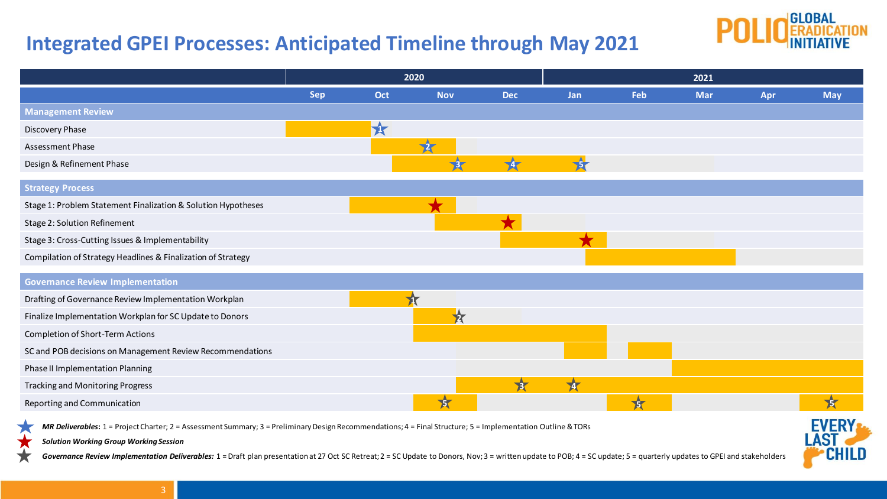# Integrated GPEI Processes: Anticipated Timeline through May 2021

| | 2020 | | | | 2021 | | | | |
|---|---|---|---|---|---|---|---|---|---|
| | Sep | Oct | Nov | Dec | Jan | Feb | Mar | Apr | May |
| **Management Review** | | | | | | | | | |
| Discovery Phase | ■ | ★1 | | | | | | | |
| Assessment Phase | | ■ | ★2 | | | | | | |
| Design & Refinement Phase | | ■ | ★3 | ★4 | ★5 | | | | |
| **Strategy Process** | | | | | | | | | |
| Stage 1: Problem Statement Finalization & Solution Hypotheses | | ■ | ★ | | | | | | |
| Stage 2: Solution Refinement | | | ■ | ★ | | | | | |
| Stage 3: Cross-Cutting Issues & Implementability | | | | ■ | ★ | | | | |
| Compilation of Strategy Headlines & Finalization of Strategy | | | | | ■ | ■ | ■ | | |
| **Governance Review Implementation** | | | | | | | | | |
| Drafting of Governance Review Implementation Workplan | | ■ ★1 | | | | | | | |
| Finalize Implementation Workplan for SC Update to Donors | | | ■ ★2 | | | | | | |
| Completion of Short-Term Actions | | | ■ | ■ | ■ | | | | |
| SC and POB decisions on Management Review Recommendations | | | | ■ | ■ | ■ | | | |
| Phase II Implementation Planning | | | | | | | ■ | ■ | ■ |
| Tracking and Monitoring Progress | | | ■ | ★3 | ★4 | ■ | ■ | ■ | ■ |
| Reporting and Communication | | | ★5 | | | ★5 | | | ★5 |

★ ***MR Deliverables***: 1 = Project Charter; 2 = Assessment Summary; 3 = Preliminary Design Recommendations; 4 = Final Structure; 5 = Implementation Outline & TORs

★ ***Solution Working Group Working Session***

★ ***Governance Review Implementation Deliverables:*** 1 = Draft plan presentation at 27 Oct SC Retreat; 2 = SC Update to Donors, Nov; 3 = written update to POB; 4 = SC update; 5 = quarterly updates to GPEI and stakeholders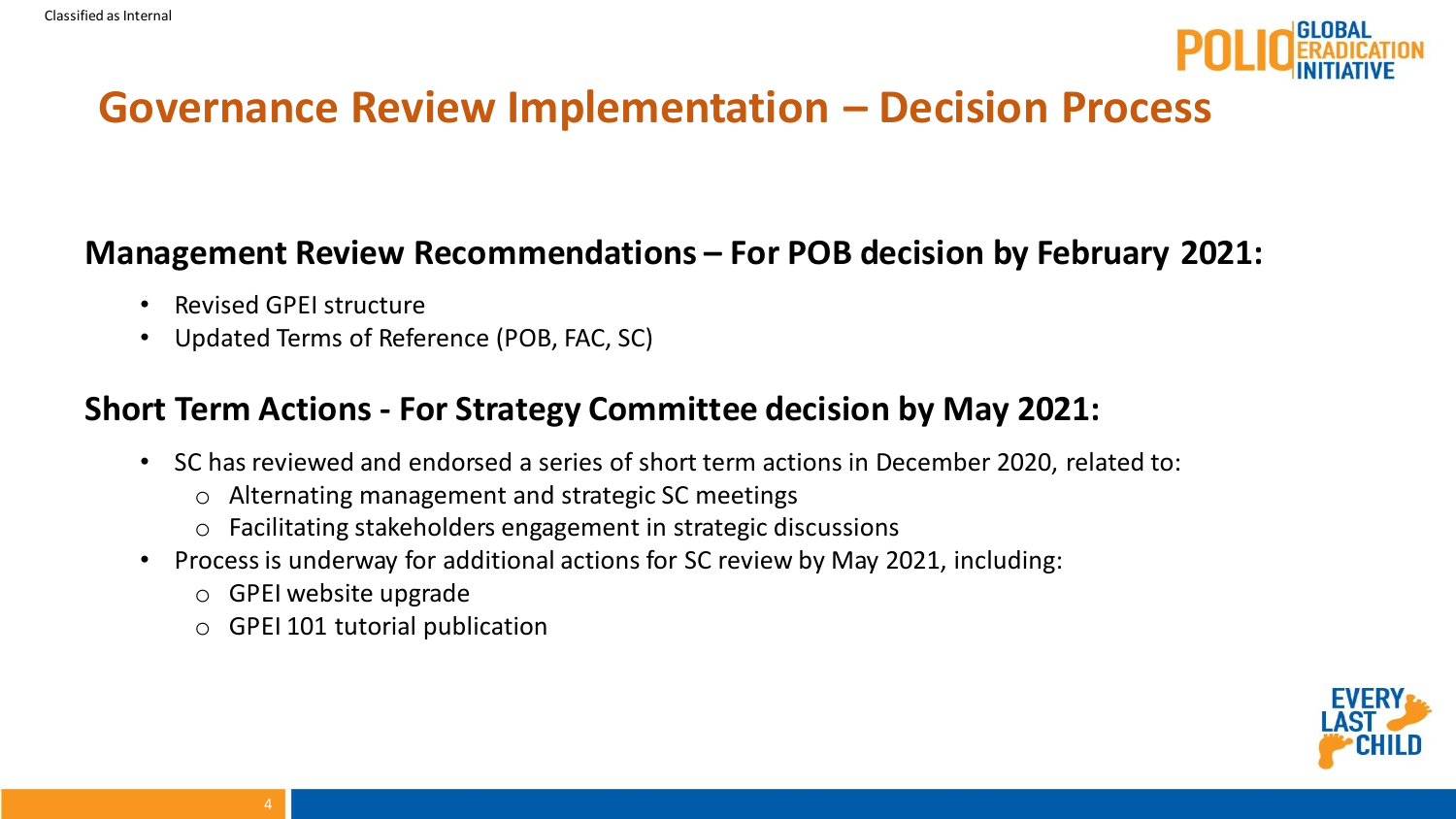# Governance Review Implementation – Decision Process

## Management Review Recommendations – For POB decision by February 2021:

- Revised GPEI structure
- Updated Terms of Reference (POB, FAC, SC)

## Short Term Actions - For Strategy Committee decision by May 2021:

- SC has reviewed and endorsed a series of short term actions in December 2020, related to:
  - Alternating management and strategic SC meetings
  - Facilitating stakeholders engagement in strategic discussions
- Process is underway for additional actions for SC review by May 2021, including:
  - GPEI website upgrade
  - GPEI 101 tutorial publication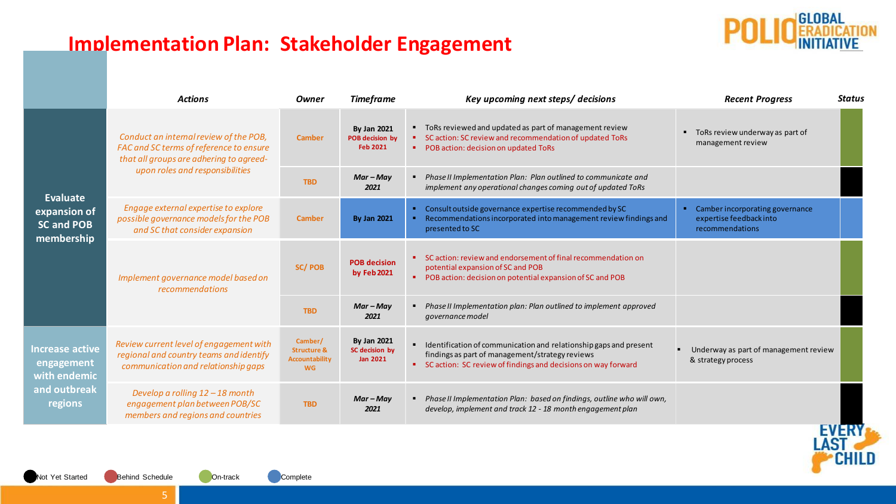# Implementation Plan: Stakeholder Engagement

| | Actions | Owner | Timeframe | Key upcoming next steps/ decisions | Recent Progress | Status |
|---|---|---|---|---|---|---|
| **Evaluate expansion of SC and POB membership** | *Conduct an internal review of the POB, FAC and SC terms of reference to ensure that all groups are adhering to agreed-upon roles and responsibilities* | Camber | By Jan 2021 POB decision by Feb 2021 | ▪ ToRs reviewed and updated as part of management review ▪ SC action: SC review and recommendation of updated ToRs ▪ POB action: decision on updated ToRs | ▪ ToRs review underway as part of management review | On-track |
| | | TBD | *Mar – May 2021* | ▪ *Phase II Implementation Plan: Plan outlined to communicate and implement any operational changes coming out of updated ToRs* | | Not Yet Started |
| | *Engage external expertise to explore possible governance models for the POB and SC that consider expansion* | Camber | By Jan 2021 | ▪ Consult outside governance expertise recommended by SC ▪ Recommendations incorporated into management review findings and presented to SC | ▪ Camber incorporating governance expertise feedback into recommendations | Complete |
| | *Implement governance model based on recommendations* | SC/ POB | POB decision by Feb 2021 | ▪ SC action: review and endorsement of final recommendation on potential expansion of SC and POB ▪ POB action: decision on potential expansion of SC and POB | | On-track |
| | | TBD | *Mar – May 2021* | ▪ *Phase II Implementation plan: Plan outlined to implement approved governance model* | | Not Yet Started |
| **Increase active engagement with endemic and outbreak regions** | *Review current level of engagement with regional and country teams and identify communication and relationship gaps* | Camber/ Structure & Accountability WG | By Jan 2021 SC decision by Jan 2021 | ▪ Identification of communication and relationship gaps and present findings as part of management/strategy reviews ▪ SC action: SC review of findings and decisions on way forward | ▪ Underway as part of management review & strategy process | On-track |
| | *Develop a rolling 12 – 18 month engagement plan between POB/SC members and regions and countries* | TBD | *Mar – May 2021* | ▪ *Phase II Implementation Plan: based on findings, outline who will own, develop, implement and track 12 - 18 month engagement plan* | | Not Yet Started |

Not Yet Started | Behind Schedule | On-track | Complete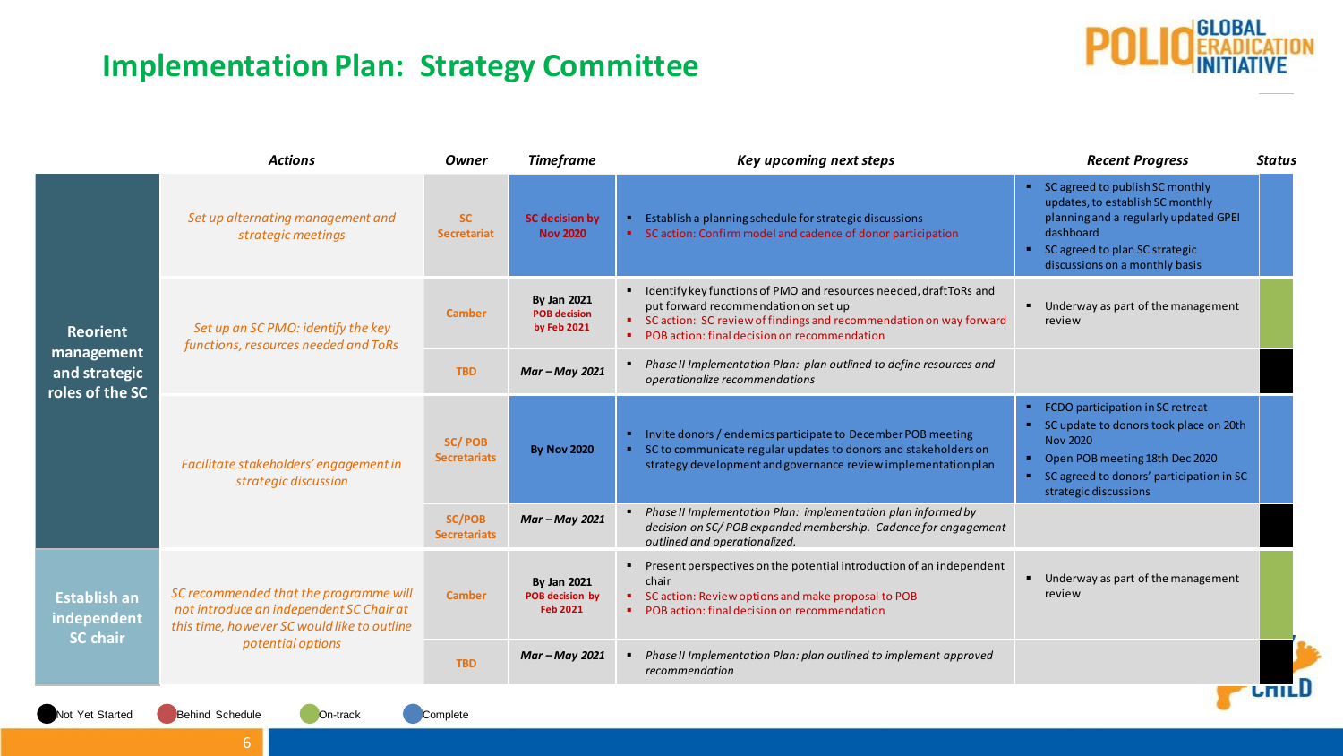# Implementation Plan: Strategy Committee

| | Actions | Owner | Timeframe | Key upcoming next steps | Recent Progress | Status |
|---|---|---|---|---|---|---|
| **Reorient management and strategic roles of the SC** | *Set up alternating management and strategic meetings* | SC Secretariat | SC decision by Nov 2020 | ▪ Establish a planning schedule for strategic discussions<br>▪ SC action: Confirm model and cadence of donor participation | ▪ SC agreed to publish SC monthly updates, to establish SC monthly planning and a regularly updated GPEI dashboard<br>▪ SC agreed to plan SC strategic discussions on a monthly basis | Complete |
| | *Set up an SC PMO: identify the key functions, resources needed and ToRs* | Camber | By Jan 2021<br>POB decision by Feb 2021 | ▪ Identify key functions of PMO and resources needed, draft ToRs and put forward recommendation on set up<br>▪ SC action: SC review of findings and recommendation on way forward<br>▪ POB action: final decision on recommendation | ▪ Underway as part of the management review | On-track |
| | | TBD | Mar – May 2021 | ▪ *Phase II Implementation Plan: plan outlined to define resources and operationalize recommendations* | | Not Yet Started |
| | *Facilitate stakeholders' engagement in strategic discussion* | SC/ POB Secretariats | By Nov 2020 | ▪ Invite donors / endemics participate to December POB meeting<br>▪ SC to communicate regular updates to donors and stakeholders on strategy development and governance review implementation plan | ▪ FCDO participation in SC retreat<br>▪ SC update to donors took place on 20th Nov 2020<br>▪ Open POB meeting 18th Dec 2020<br>▪ SC agreed to donors' participation in SC strategic discussions | Complete |
| | | SC/POB Secretariats | Mar – May 2021 | ▪ *Phase II Implementation Plan: implementation plan informed by decision on SC/ POB expanded membership. Cadence for engagement outlined and operationalized.* | | Not Yet Started |
| **Establish an independent SC chair** | *SC recommended that the programme will not introduce an independent SC Chair at this time, however SC would like to outline potential options* | Camber | By Jan 2021<br>POB decision by Feb 2021 | ▪ Present perspectives on the potential introduction of an independent chair<br>▪ SC action: Review options and make proposal to POB<br>▪ POB action: final decision on recommendation | ▪ Underway as part of the management review | On-track |
| | | TBD | Mar – May 2021 | ▪ *Phase II Implementation Plan: plan outlined to implement approved recommendation* | | Not Yet Started |

Not Yet Started | Behind Schedule | On-track | Complete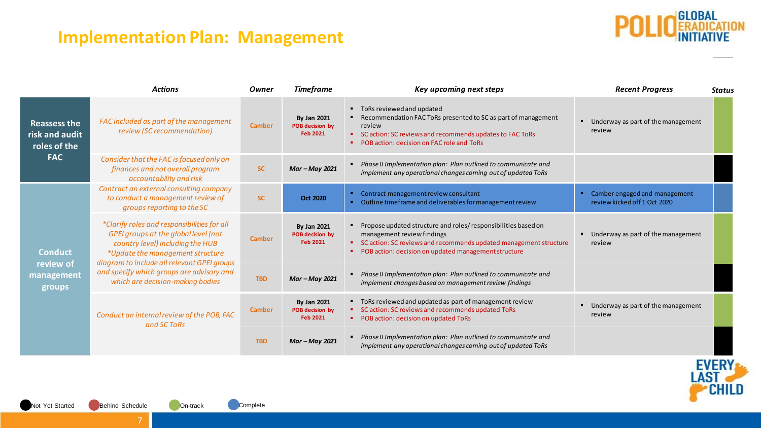# Implementation Plan: Management

| | Actions | Owner | Timeframe | Key upcoming next steps | Recent Progress | Status |
|---|---|---|---|---|---|---|
| **Reassess the risk and audit roles of the FAC** | *FAC included as part of the management review (SC recommendation)* | Camber | By Jan 2021<br>POB decision by Feb 2021 | ▪ ToRs reviewed and updated<br>▪ Recommendation FAC ToRs presented to SC as part of management review<br>▪ SC action: SC reviews and recommends updates to FAC ToRs<br>▪ POB action: decision on FAC role and ToRs | ▪ Underway as part of the management review | On-track |
| | *Consider that the FAC is focused only on finances and not overall program accountability and risk* | SC | *Mar – May 2021* | ▪ *Phase II Implementation plan: Plan outlined to communicate and implement any operational changes coming out of updated ToRs* | | Not Yet Started |
| **Conduct review of management groups** | *Contract an external consulting company to conduct a management review of groups reporting to the SC* | SC | Oct 2020 | ▪ Contract management review consultant<br>▪ Outline timeframe and deliverables for management review | ▪ Camber engaged and management review kicked off 1 Oct 2020 | Complete |
| | *\*Clarify roles and responsibilities for all GPEI groups at the global level (not country level) including the HUB*<br>*\*Update the management structure diagram to include all relevant GPEI groups and specify which groups are advisory and which are decision-making bodies* | Camber | By Jan 2021<br>POB decision by Feb 2021 | ▪ Propose updated structure and roles/ responsibilities based on management review findings<br>▪ SC action: SC reviews and recommends updated management structure<br>▪ POB action: decision on updated management structure | ▪ Underway as part of the management review | On-track |
| | | TBD | *Mar – May 2021* | ▪ *Phase II Implementation plan: Plan outlined to communicate and implement changes based on management review findings* | | Not Yet Started |
| | *Conduct an internal review of the POB, FAC and SC ToRs* | Camber | By Jan 2021<br>POB decision by Feb 2021 | ▪ ToRs reviewed and updated as part of management review<br>▪ SC action: SC reviews and recommends updated ToRs<br>▪ POB action: decision on updated ToRs | ▪ Underway as part of the management review | On-track |
| | | TBD | *Mar – May 2021* | ▪ *Phase II Implementation plan: Plan outlined to communicate and implement any operational changes coming out of updated ToRs* | | Not Yet Started |

Not Yet Started | Behind Schedule | On-track | Complete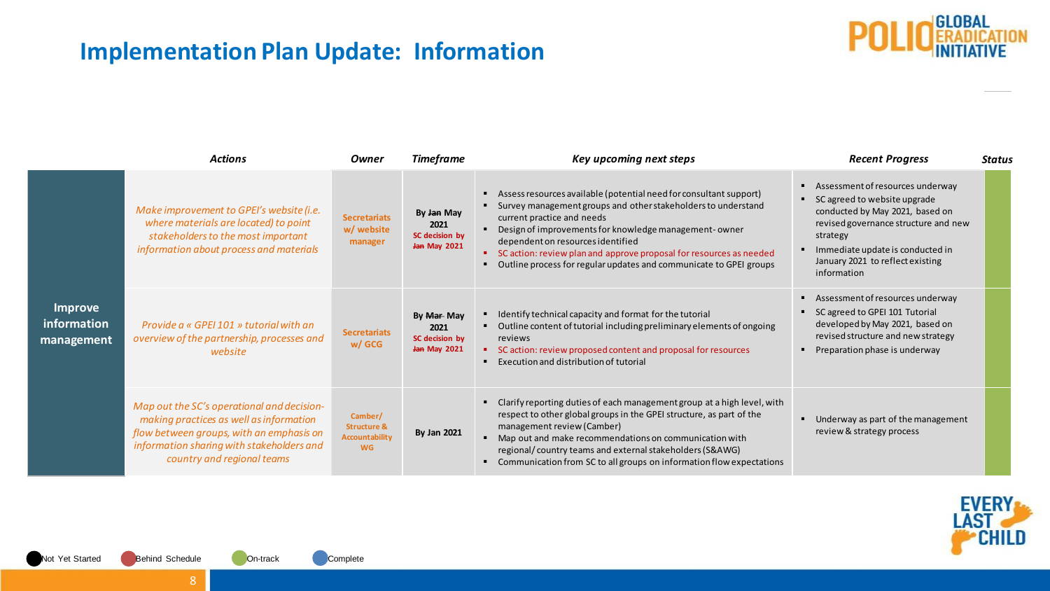# Implementation Plan Update: Information

| | Actions | Owner | Timeframe | Key upcoming next steps | Recent Progress | Status |
|---|---|---|---|---|---|---|
| **Improve information management** | *Make improvement to GPEI's website (i.e. where materials are located) to point stakeholders to the most important information about process and materials* | Secretariats w/ website manager | By ~~Jan~~ May 2021 SC decision by ~~Jan~~ May 2021 | ▪ Assess resources available (potential need for consultant support) ▪ Survey management groups and other stakeholders to understand current practice and needs ▪ Design of improvements for knowledge management- owner dependent on resources identified ▪ SC action: review plan and approve proposal for resources as needed ▪ Outline process for regular updates and communicate to GPEI groups | ▪ Assessment of resources underway ▪ SC agreed to website upgrade conducted by May 2021, based on revised governance structure and new strategy ▪ Immediate update is conducted in January 2021 to reflect existing information | On-track |
| | *Provide a « GPEI 101 » tutorial with an overview of the partnership, processes and website* | Secretariats w/ GCG | By ~~Mar~~ May 2021 SC decision by ~~Jan~~ May 2021 | ▪ Identify technical capacity and format for the tutorial ▪ Outline content of tutorial including preliminary elements of ongoing reviews ▪ SC action: review proposed content and proposal for resources ▪ Execution and distribution of tutorial | ▪ Assessment of resources underway ▪ SC agreed to GPEI 101 Tutorial developed by May 2021, based on revised structure and new strategy ▪ Preparation phase is underway | On-track |
| | *Map out the SC's operational and decision-making practices as well as information flow between groups, with an emphasis on information sharing with stakeholders and country and regional teams* | Camber/ Structure & Accountability WG | By Jan 2021 | ▪ Clarify reporting duties of each management group at a high level, with respect to other global groups in the GPEI structure, as part of the management review (Camber) ▪ Map out and make recommendations on communication with regional/ country teams and external stakeholders (S&AWG) ▪ Communication from SC to all groups on information flow expectations | ▪ Underway as part of the management review & strategy process | On-track |

Not Yet Started | Behind Schedule | On-track | Complete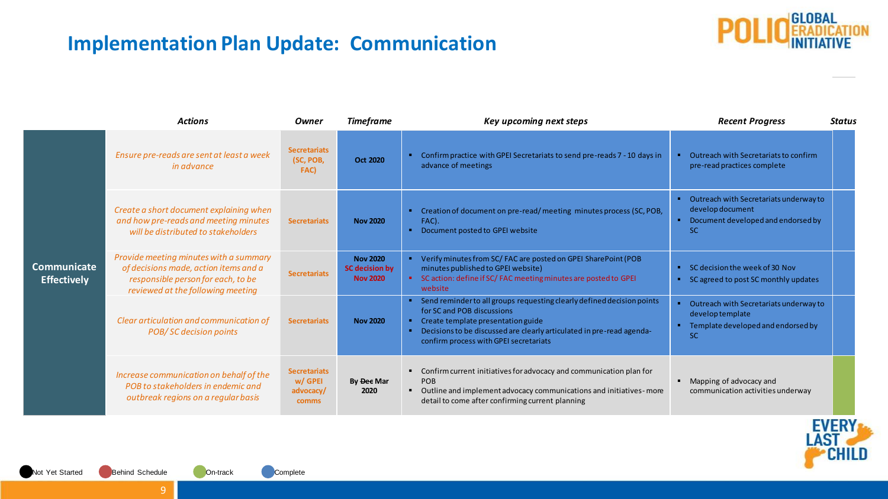# Implementation Plan Update: Communication

| | *Actions* | *Owner* | *Timeframe* | *Key upcoming next steps* | *Recent Progress* | *Status* |
|---|---|---|---|---|---|---|
| **Communicate Effectively** | *Ensure pre-reads are sent at least a week in advance* | **Secretariats (SC, POB, FAC)** | **Oct 2020** | ▪ Confirm practice with GPEI Secretariats to send pre-reads 7 - 10 days in advance of meetings | ▪ Outreach with Secretariats to confirm pre-read practices complete | |
| | *Create a short document explaining when and how pre-reads and meeting minutes will be distributed to stakeholders* | **Secretariats** | **Nov 2020** | ▪ Creation of document on pre-read/ meeting minutes process (SC, POB, FAC). ▪ Document posted to GPEI website | ▪ Outreach with Secretariats underway to develop document ▪ Document developed and endorsed by SC | |
| | *Provide meeting minutes with a summary of decisions made, action items and a responsible person for each, to be reviewed at the following meeting* | **Secretariats** | **Nov 2020 SC decision by Nov 2020** | ▪ Verify minutes from SC/ FAC are posted on GPEI SharePoint (POB minutes published to GPEI website) ▪ SC action: define if SC/ FAC meeting minutes are posted to GPEI website | ▪ SC decision the week of 30 Nov ▪ SC agreed to post SC monthly updates | |
| | *Clear articulation and communication of POB/ SC decision points* | **Secretariats** | **Nov 2020** | ▪ Send reminder to all groups requesting clearly defined decision points for SC and POB discussions ▪ Create template presentation guide ▪ Decisions to be discussed are clearly articulated in pre-read agenda- confirm process with GPEI secretariats | ▪ Outreach with Secretariats underway to develop template ▪ Template developed and endorsed by SC | |
| | *Increase communication on behalf of the POB to stakeholders in endemic and outbreak regions on a regular basis* | **Secretariats w/ GPEI advocacy/ comms** | **By ~~Dec~~ Mar 2020** | ▪ Confirm current initiatives for advocacy and communication plan for POB ▪ Outline and implement advocacy communications and initiatives - more detail to come after confirming current planning | ▪ Mapping of advocacy and communication activities underway | |

Not Yet Started | Behind Schedule | On-track | Complete